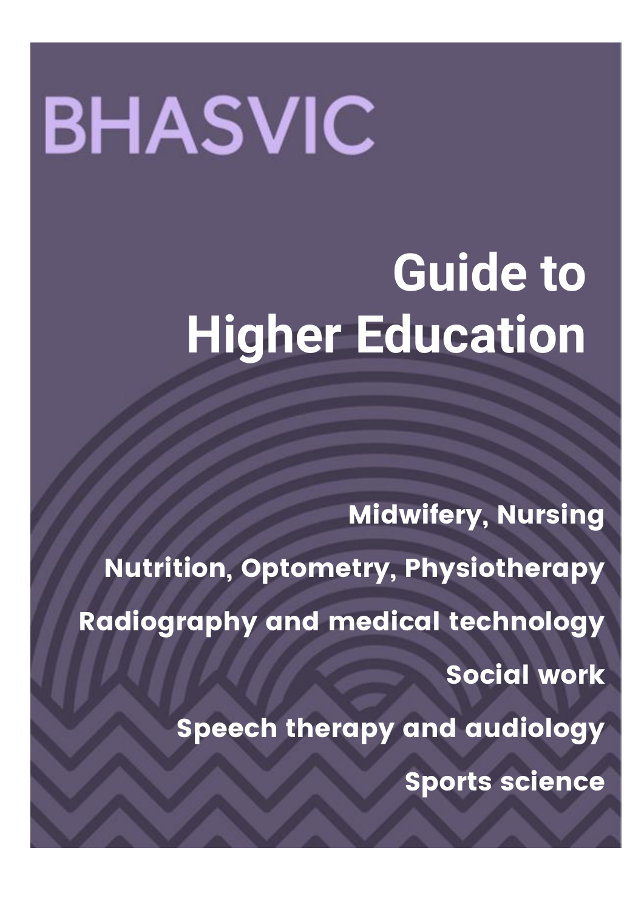BHASVIC

# Guide to Higher Education

**Midwifery, Nursing**

**Nutrition, Optometry, Physiotherapy**

**Radiography and medical technology**

**Social work**

**Speech therapy and audiology**

**Sports science**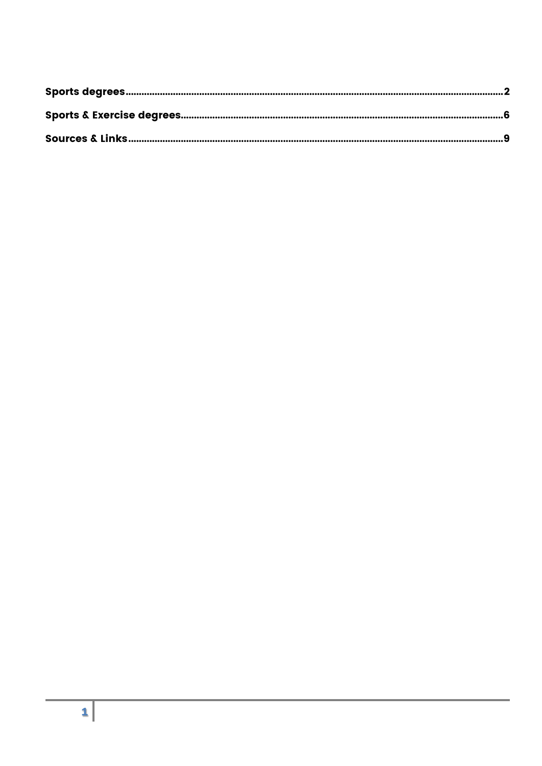Sports degrees....................................................................................................................2

Sports & Exercise degrees..................................................................................................6

Sources & Links..................................................................................................................9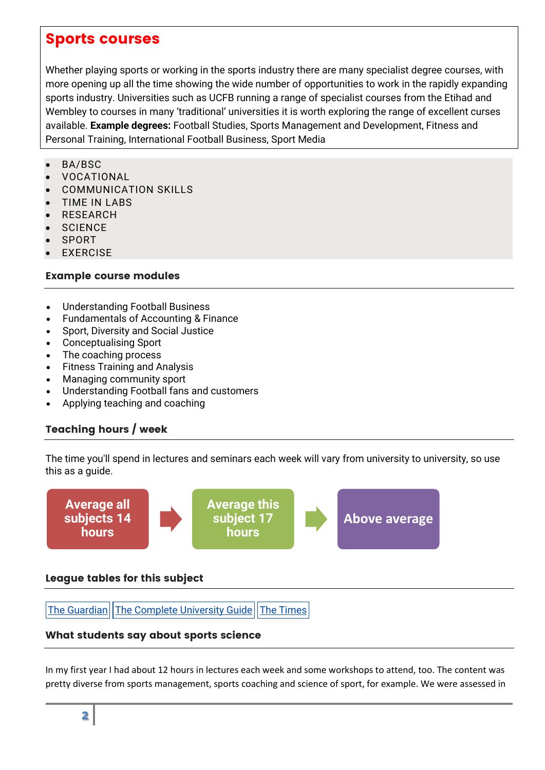# Sports courses

Whether playing sports or working in the sports industry there are many specialist degree courses, with more opening up all the time showing the wide number of opportunities to work in the rapidly expanding sports industry. Universities such as UCFB running a range of specialist courses from the Etihad and Wembley to courses in many 'traditional' universities it is worth exploring the range of excellent curses available. **Example degrees:** Football Studies, Sports Management and Development, Fitness and Personal Training, International Football Business, Sport Media

- BA/BSC
- VOCATIONAL
- COMMUNICATION SKILLS
- TIME IN LABS
- RESEARCH
- SCIENCE
- SPORT
- EXERCISE

### Example course modules

- Understanding Football Business
- Fundamentals of Accounting & Finance
- Sport, Diversity and Social Justice
- Conceptualising Sport
- The coaching process
- Fitness Training and Analysis
- Managing community sport
- Understanding Football fans and customers
- Applying teaching and coaching

### Teaching hours / week

The time you'll spend in lectures and seminars each week will vary from university to university, so use this as a guide.

**Average all subjects 14 hours** → **Average this subject 17 hours** → **Above average**

### League tables for this subject

The Guardian | The Complete University Guide | The Times

### What students say about sports science

In my first year I had about 12 hours in lectures each week and some workshops to attend, too. The content was pretty diverse from sports management, sports coaching and science of sport, for example. We were assessed in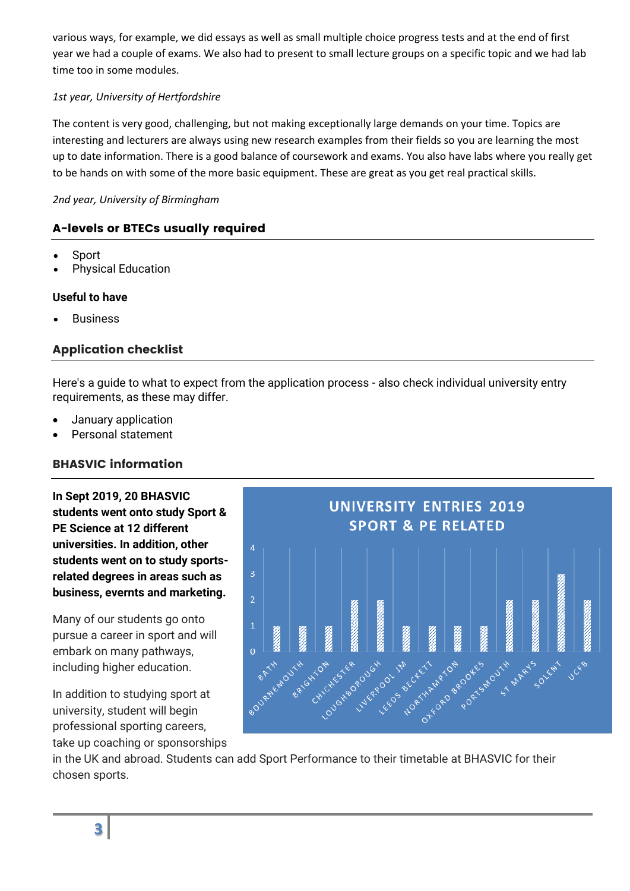various ways, for example, we did essays as well as small multiple choice progress tests and at the end of first year we had a couple of exams. We also had to present to small lecture groups on a specific topic and we had lab time too in some modules.

*1st year, University of Hertfordshire*

The content is very good, challenging, but not making exceptionally large demands on your time. Topics are interesting and lecturers are always using new research examples from their fields so you are learning the most up to date information. There is a good balance of coursework and exams. You also have labs where you really get to be hands on with some of the more basic equipment. These are great as you get real practical skills.

*2nd year, University of Birmingham*

## A-levels or BTECs usually required

- Sport
- Physical Education

### Useful to have

- Business

## Application checklist

Here's a guide to what to expect from the application process - also check individual university entry requirements, as these may differ.

- January application
- Personal statement

## BHASVIC information

**In Sept 2019, 20 BHASVIC students went onto study Sport & PE Science at 12 different universities. In addition, other students went on to study sports-related degrees in areas such as business, evernts and marketing.**

Many of our students go onto pursue a career in sport and will embark on many pathways, including higher education.

In addition to studying sport at university, student will begin professional sporting careers, take up coaching or sponsorships in the UK and abroad. Students can add Sport Performance to their timetable at BHASVIC for their chosen sports.

**UNIVERSITY ENTRIES 2019 SPORT & PE RELATED**

| University | Entries |
|---|---|
| BATH | 1 |
| BOURNEMOUTH | 1 |
| BRIGHTON | 1 |
| CHICHESTER | 2 |
| LOUGHBOROUGH | 2 |
| LIVERPOOL JM | 1 |
| LEEDS BECKETT | 1 |
| NORTHAMPTON | 1 |
| OXFORD BROOKES | 1 |
| PORTSMOUTH | 2 |
| ST MARYS | 2 |
| SOLENT | 3 |
| UCFB | 2 |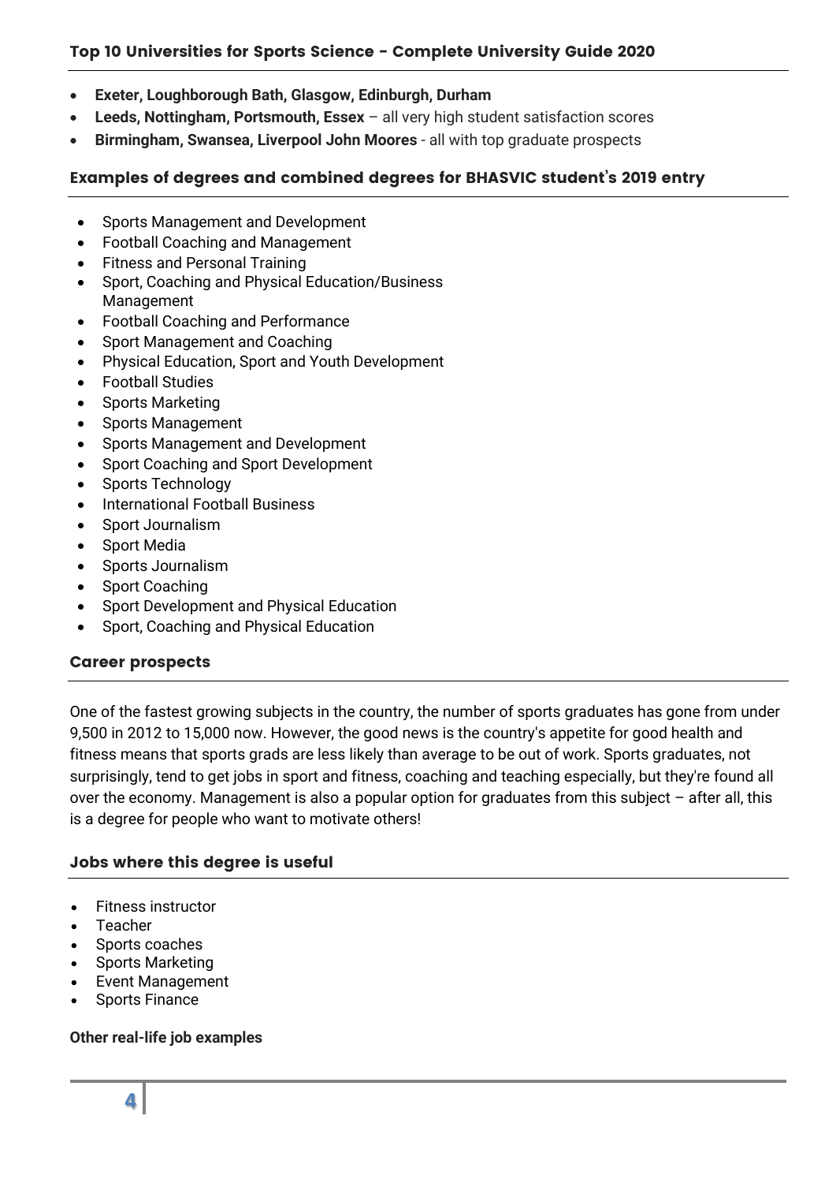### Top 10 Universities for Sports Science - Complete University Guide 2020

- **Exeter, Loughborough Bath, Glasgow, Edinburgh, Durham**
- **Leeds, Nottingham, Portsmouth, Essex** – all very high student satisfaction scores
- **Birmingham, Swansea, Liverpool John Moores** - all with top graduate prospects

### Examples of degrees and combined degrees for BHASVIC student's 2019 entry

- Sports Management and Development
- Football Coaching and Management
- Fitness and Personal Training
- Sport, Coaching and Physical Education/Business Management
- Football Coaching and Performance
- Sport Management and Coaching
- Physical Education, Sport and Youth Development
- Football Studies
- Sports Marketing
- Sports Management
- Sports Management and Development
- Sport Coaching and Sport Development
- Sports Technology
- International Football Business
- Sport Journalism
- Sport Media
- Sports Journalism
- Sport Coaching
- Sport Development and Physical Education
- Sport, Coaching and Physical Education

### Career prospects

One of the fastest growing subjects in the country, the number of sports graduates has gone from under 9,500 in 2012 to 15,000 now. However, the good news is the country's appetite for good health and fitness means that sports grads are less likely than average to be out of work. Sports graduates, not surprisingly, tend to get jobs in sport and fitness, coaching and teaching especially, but they're found all over the economy. Management is also a popular option for graduates from this subject – after all, this is a degree for people who want to motivate others!

### Jobs where this degree is useful

- Fitness instructor
- Teacher
- Sports coaches
- Sports Marketing
- Event Management
- Sports Finance

**Other real-life job examples**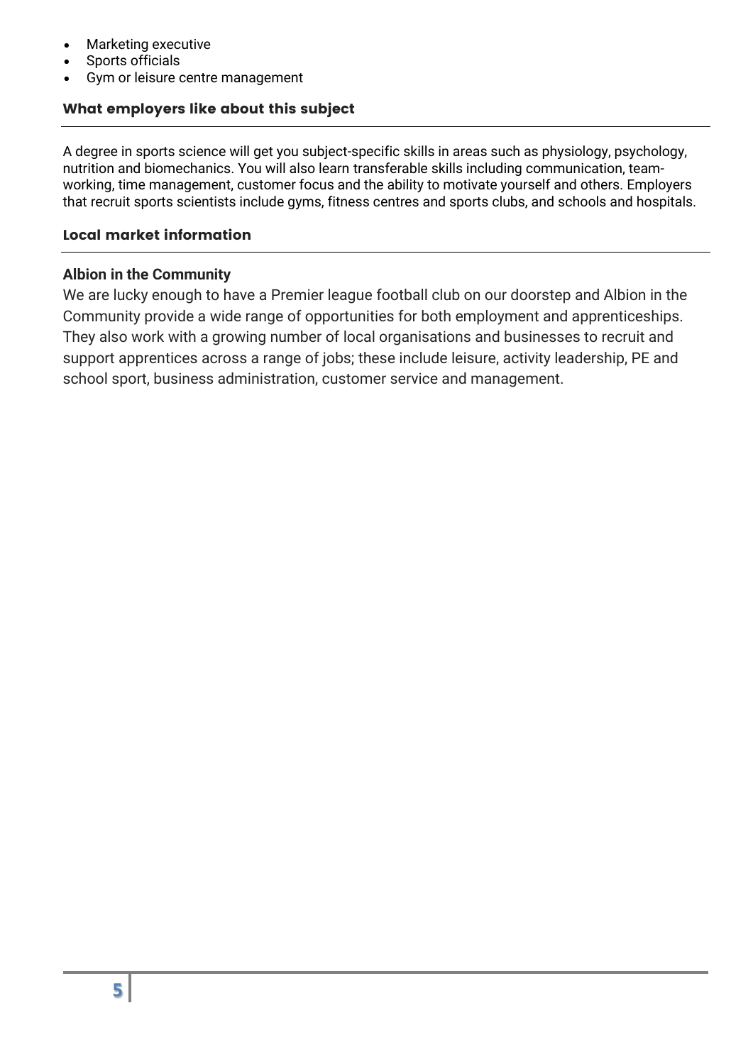- Marketing executive
- Sports officials
- Gym or leisure centre management

## What employers like about this subject

A degree in sports science will get you subject-specific skills in areas such as physiology, psychology, nutrition and biomechanics. You will also learn transferable skills including communication, team-working, time management, customer focus and the ability to motivate yourself and others. Employers that recruit sports scientists include gyms, fitness centres and sports clubs, and schools and hospitals.

## Local market information

**Albion in the Community**

We are lucky enough to have a Premier league football club on our doorstep and Albion in the Community provide a wide range of opportunities for both employment and apprenticeships. They also work with a growing number of local organisations and businesses to recruit and support apprentices across a range of jobs; these include leisure, activity leadership, PE and school sport, business administration, customer service and management.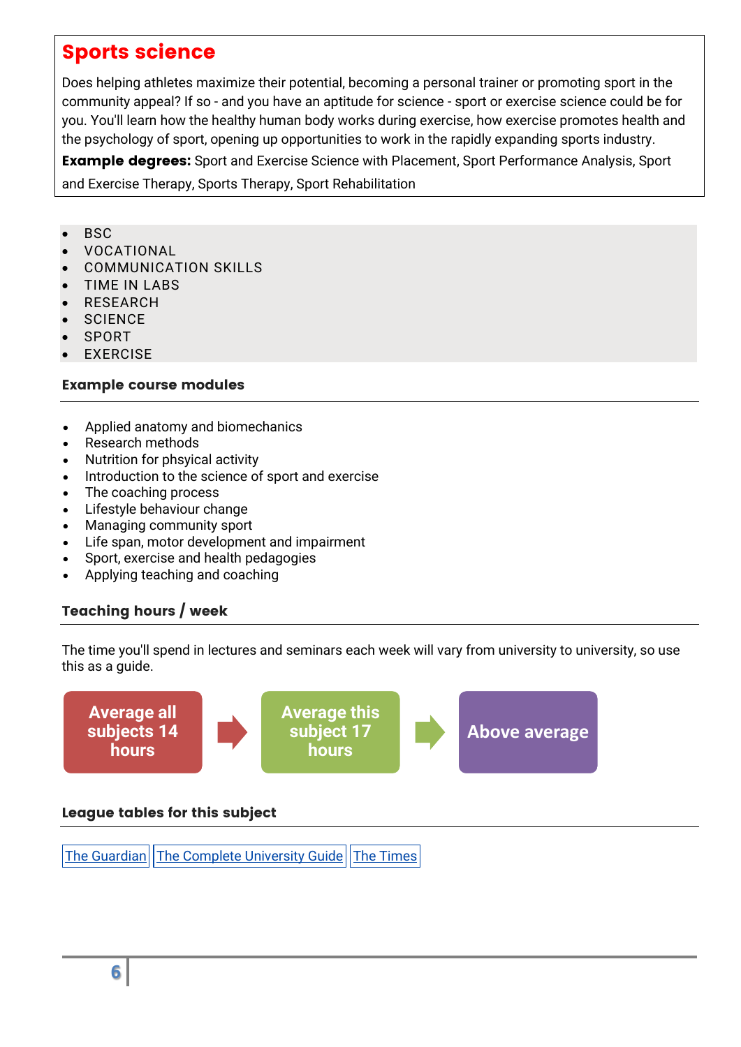## Sports science

Does helping athletes maximize their potential, becoming a personal trainer or promoting sport in the community appeal? If so - and you have an aptitude for science - sport or exercise science could be for you. You'll learn how the healthy human body works during exercise, how exercise promotes health and the psychology of sport, opening up opportunities to work in the rapidly expanding sports industry.

**Example degrees:** Sport and Exercise Science with Placement, Sport Performance Analysis, Sport and Exercise Therapy, Sports Therapy, Sport Rehabilitation

- BSC
- VOCATIONAL
- COMMUNICATION SKILLS
- TIME IN LABS
- RESEARCH
- SCIENCE
- SPORT
- EXERCISE

### Example course modules

- Applied anatomy and biomechanics
- Research methods
- Nutrition for phsyical activity
- Introduction to the science of sport and exercise
- The coaching process
- Lifestyle behaviour change
- Managing community sport
- Life span, motor development and impairment
- Sport, exercise and health pedagogies
- Applying teaching and coaching

### Teaching hours / week

The time you'll spend in lectures and seminars each week will vary from university to university, so use this as a guide.

Average all subjects 14 hours → Average this subject 17 hours → Above average

### League tables for this subject

The Guardian | The Complete University Guide | The Times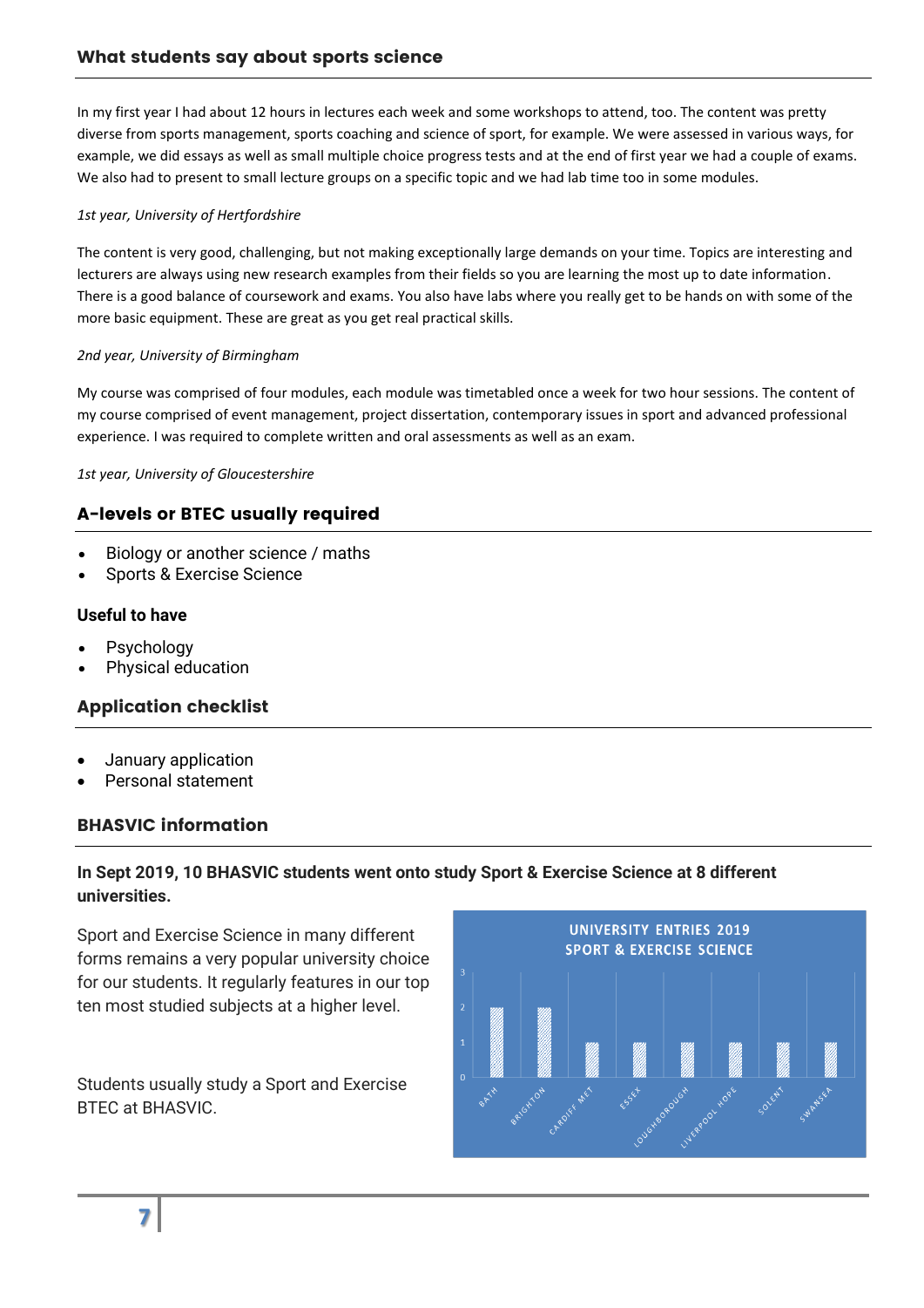## What students say about sports science

In my first year I had about 12 hours in lectures each week and some workshops to attend, too. The content was pretty diverse from sports management, sports coaching and science of sport, for example. We were assessed in various ways, for example, we did essays as well as small multiple choice progress tests and at the end of first year we had a couple of exams. We also had to present to small lecture groups on a specific topic and we had lab time too in some modules.

*1st year, University of Hertfordshire*

The content is very good, challenging, but not making exceptionally large demands on your time. Topics are interesting and lecturers are always using new research examples from their fields so you are learning the most up to date information. There is a good balance of coursework and exams. You also have labs where you really get to be hands on with some of the more basic equipment. These are great as you get real practical skills.

*2nd year, University of Birmingham*

My course was comprised of four modules, each module was timetabled once a week for two hour sessions. The content of my course comprised of event management, project dissertation, contemporary issues in sport and advanced professional experience. I was required to complete written and oral assessments as well as an exam.

*1st year, University of Gloucestershire*

## A-levels or BTEC usually required

- Biology or another science / maths
- Sports & Exercise Science

### Useful to have

- Psychology
- Physical education

## Application checklist

- January application
- Personal statement

## BHASVIC information

**In Sept 2019, 10 BHASVIC students went onto study Sport & Exercise Science at 8 different universities.**

Sport and Exercise Science in many different forms remains a very popular university choice for our students. It regularly features in our top ten most studied subjects at a higher level.

Students usually study a Sport and Exercise BTEC at BHASVIC.

**UNIVERSITY ENTRIES 2019 SPORT & EXERCISE SCIENCE**

| University | Entries |
|---|---|
| Bath | 2 |
| Brighton | 2 |
| Cardiff Met | 1 |
| Essex | 1 |
| Loughborough | 1 |
| Liverpool Hope | 1 |
| Solent | 1 |
| Swansea | 1 |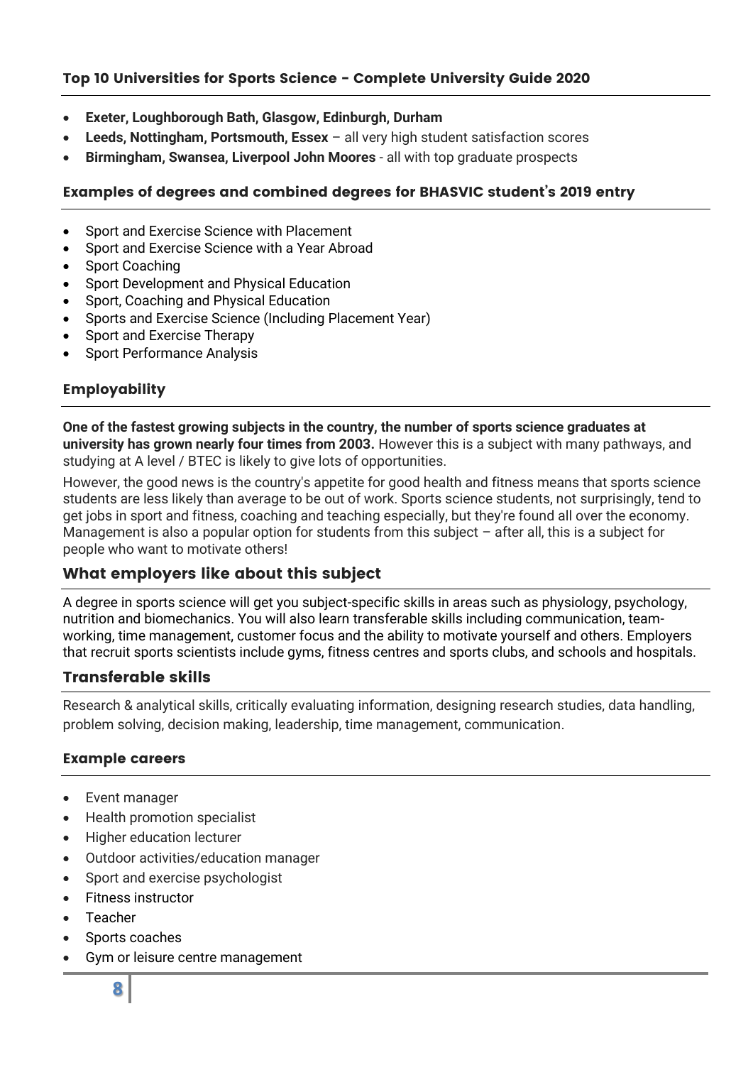### Top 10 Universities for Sports Science - Complete University Guide 2020

- **Exeter, Loughborough Bath, Glasgow, Edinburgh, Durham**
- **Leeds, Nottingham, Portsmouth, Essex** – all very high student satisfaction scores
- **Birmingham, Swansea, Liverpool John Moores** - all with top graduate prospects

### Examples of degrees and combined degrees for BHASVIC student's 2019 entry

- Sport and Exercise Science with Placement
- Sport and Exercise Science with a Year Abroad
- Sport Coaching
- Sport Development and Physical Education
- Sport, Coaching and Physical Education
- Sports and Exercise Science (Including Placement Year)
- Sport and Exercise Therapy
- Sport Performance Analysis

### Employability

**One of the fastest growing subjects in the country, the number of sports science graduates at university has grown nearly four times from 2003.** However this is a subject with many pathways, and studying at A level / BTEC is likely to give lots of opportunities.

However, the good news is the country's appetite for good health and fitness means that sports science students are less likely than average to be out of work. Sports science students, not surprisingly, tend to get jobs in sport and fitness, coaching and teaching especially, but they're found all over the economy. Management is also a popular option for students from this subject – after all, this is a subject for people who want to motivate others!

## What employers like about this subject

A degree in sports science will get you subject-specific skills in areas such as physiology, psychology, nutrition and biomechanics. You will also learn transferable skills including communication, team-working, time management, customer focus and the ability to motivate yourself and others. Employers that recruit sports scientists include gyms, fitness centres and sports clubs, and schools and hospitals.

## Transferable skills

Research & analytical skills, critically evaluating information, designing research studies, data handling, problem solving, decision making, leadership, time management, communication.

### Example careers

- Event manager
- Health promotion specialist
- Higher education lecturer
- Outdoor activities/education manager
- Sport and exercise psychologist
- Fitness instructor
- Teacher
- Sports coaches
- Gym or leisure centre management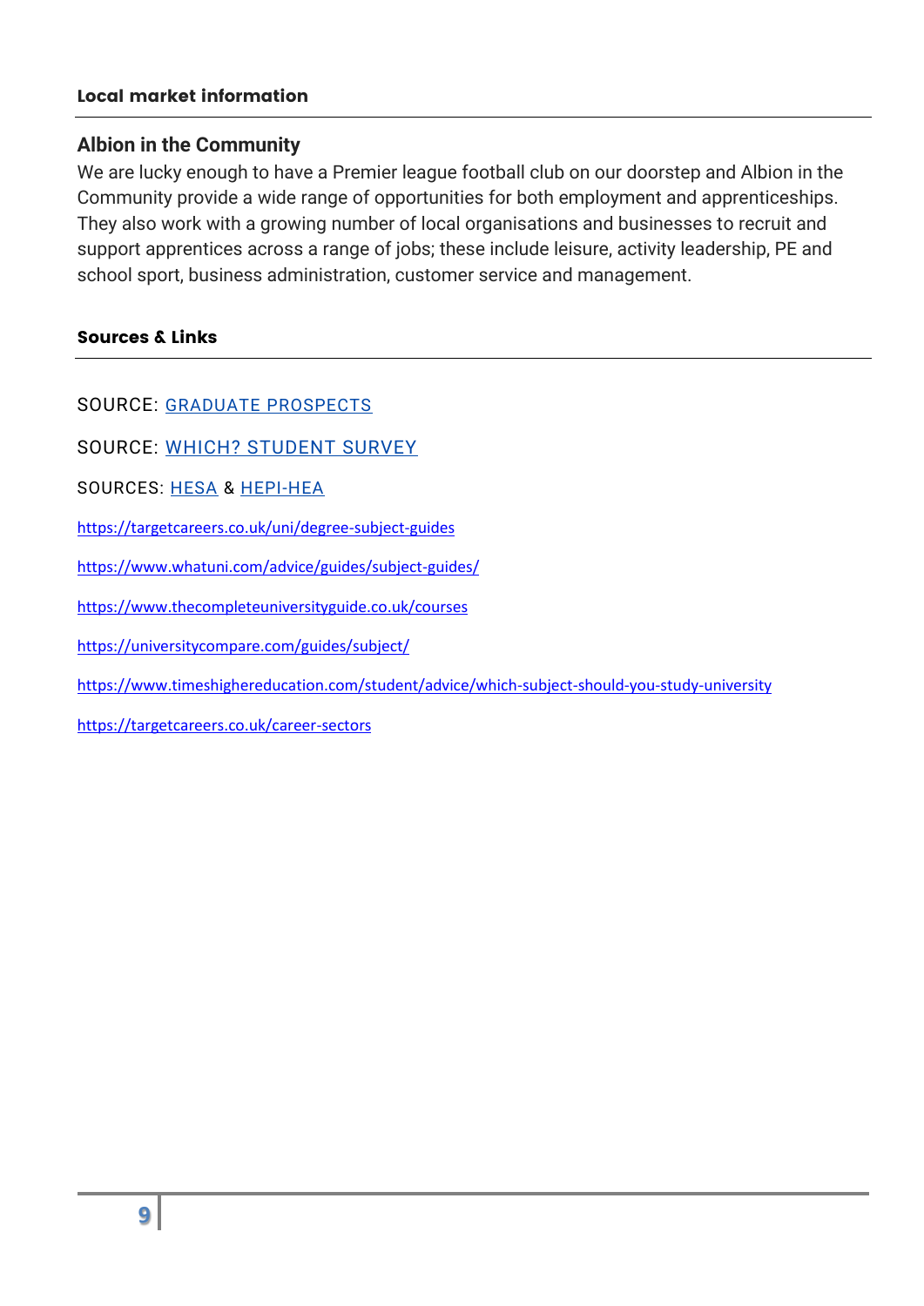## Local market information

### Albion in the Community

We are lucky enough to have a Premier league football club on our doorstep and Albion in the Community provide a wide range of opportunities for both employment and apprenticeships. They also work with a growing number of local organisations and businesses to recruit and support apprentices across a range of jobs; these include leisure, activity leadership, PE and school sport, business administration, customer service and management.

## Sources & Links

SOURCE: GRADUATE PROSPECTS

SOURCE: WHICH? STUDENT SURVEY

SOURCES: HESA & HEPI-HEA

https://targetcareers.co.uk/uni/degree-subject-guides

https://www.whatuni.com/advice/guides/subject-guides/

https://www.thecompleteuniversityguide.co.uk/courses

https://universitycompare.com/guides/subject/

https://www.timeshighereducation.com/student/advice/which-subject-should-you-study-university

https://targetcareers.co.uk/career-sectors